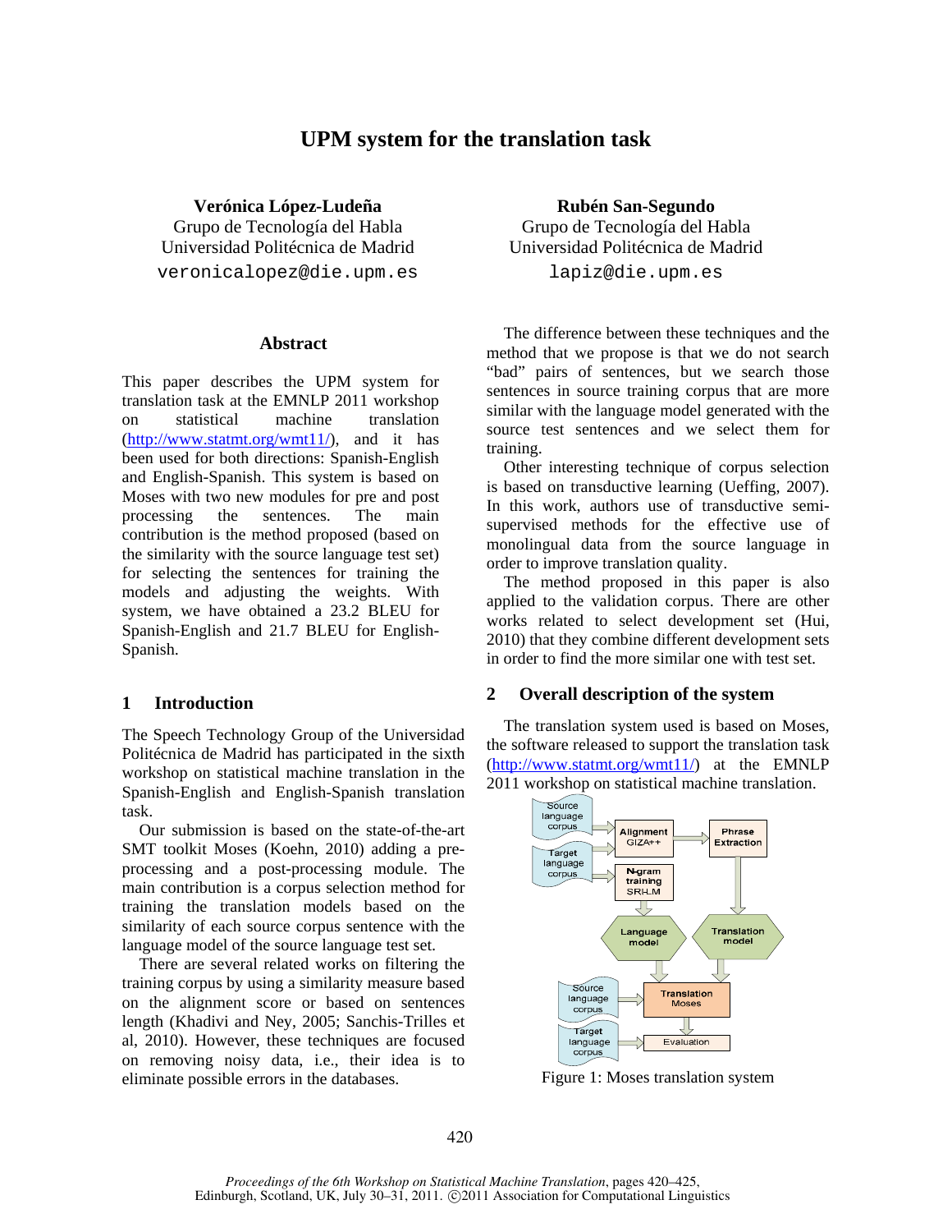# UPM system for the translation task

**Verónica López-Ludeña**
Grupo de Tecnología del Habla
Universidad Politécnica de Madrid
veronicalopez@die.upm.es

**Rubén San-Segundo**
Grupo de Tecnología del Habla
Universidad Politécnica de Madrid
lapiz@die.upm.es

## Abstract

This paper describes the UPM system for translation task at the EMNLP 2011 workshop on statistical machine translation (http://www.statmt.org/wmt11/), and it has been used for both directions: Spanish-English and English-Spanish. This system is based on Moses with two new modules for pre and post processing the sentences. The main contribution is the method proposed (based on the similarity with the source language test set) for selecting the sentences for training the models and adjusting the weights. With system, we have obtained a 23.2 BLEU for Spanish-English and 21.7 BLEU for English-Spanish.

## 1 Introduction

The Speech Technology Group of the Universidad Politécnica de Madrid has participated in the sixth workshop on statistical machine translation in the Spanish-English and English-Spanish translation task.

Our submission is based on the state-of-the-art SMT toolkit Moses (Koehn, 2010) adding a pre-processing and a post-processing module. The main contribution is a corpus selection method for training the translation models based on the similarity of each source corpus sentence with the language model of the source language test set.

There are several related works on filtering the training corpus by using a similarity measure based on the alignment score or based on sentences length (Khadivi and Ney, 2005; Sanchis-Trilles et al, 2010). However, these techniques are focused on removing noisy data, i.e., their idea is to eliminate possible errors in the databases.

The difference between these techniques and the method that we propose is that we do not search "bad" pairs of sentences, but we search those sentences in source training corpus that are more similar with the language model generated with the source test sentences and we select them for training.

Other interesting technique of corpus selection is based on transductive learning (Ueffing, 2007). In this work, authors use of transductive semi-supervised methods for the effective use of monolingual data from the source language in order to improve translation quality.

The method proposed in this paper is also applied to the validation corpus. There are other works related to select development set (Hui, 2010) that they combine different development sets in order to find the more similar one with test set.

## 2 Overall description of the system

The translation system used is based on Moses, the software released to support the translation task (http://www.statmt.org/wmt11/) at the EMNLP 2011 workshop on statistical machine translation.

Figure 1: Moses translation system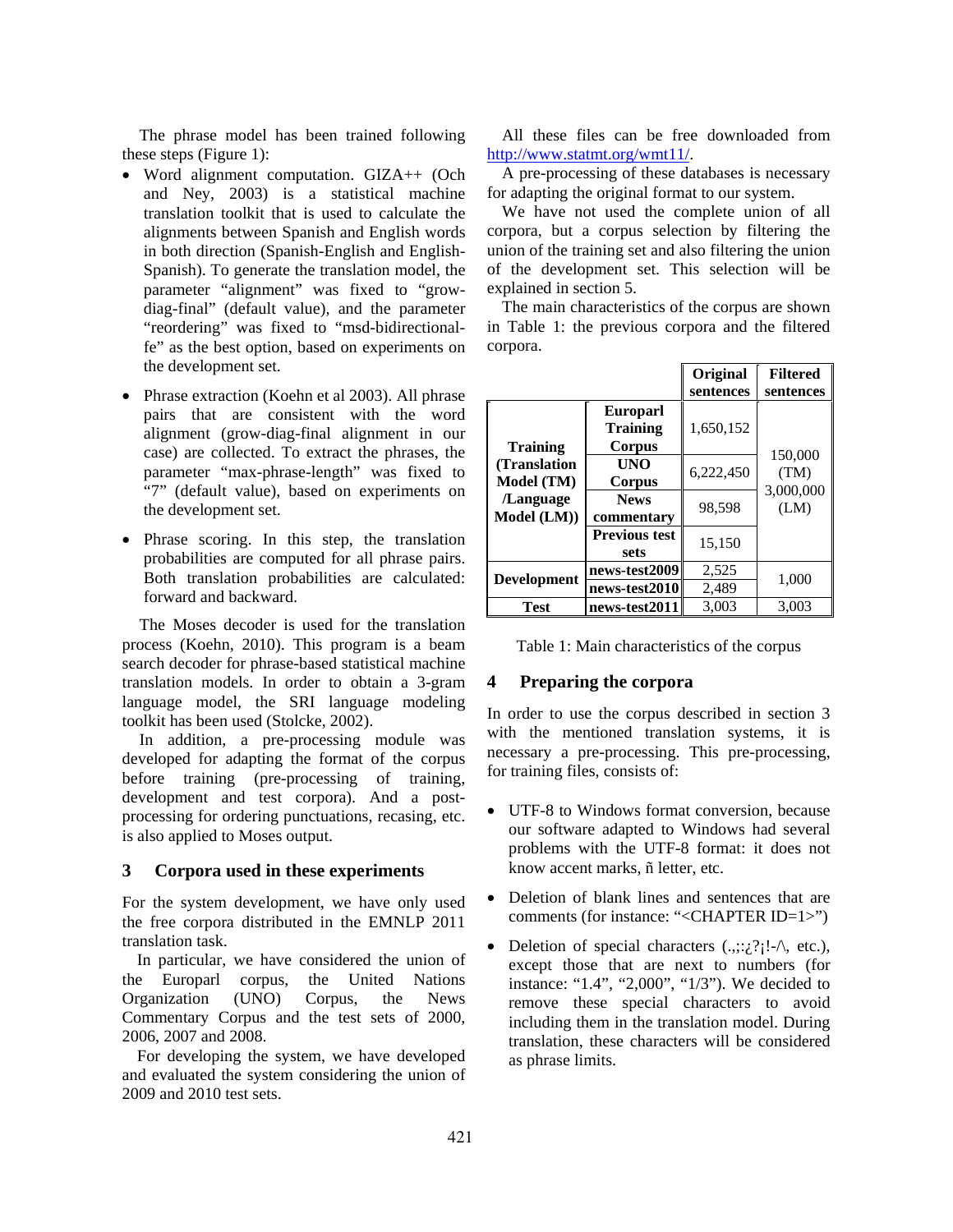The phrase model has been trained following these steps (Figure 1):

- Word alignment computation. GIZA++ (Och and Ney, 2003) is a statistical machine translation toolkit that is used to calculate the alignments between Spanish and English words in both direction (Spanish-English and English-Spanish). To generate the translation model, the parameter "alignment" was fixed to "grow-diag-final" (default value), and the parameter "reordering" was fixed to "msd-bidirectional-fe" as the best option, based on experiments on the development set.

- Phrase extraction (Koehn et al 2003). All phrase pairs that are consistent with the word alignment (grow-diag-final alignment in our case) are collected. To extract the phrases, the parameter "max-phrase-length" was fixed to "7" (default value), based on experiments on the development set.

- Phrase scoring. In this step, the translation probabilities are computed for all phrase pairs. Both translation probabilities are calculated: forward and backward.

The Moses decoder is used for the translation process (Koehn, 2010). This program is a beam search decoder for phrase-based statistical machine translation models. In order to obtain a 3-gram language model, the SRI language modeling toolkit has been used (Stolcke, 2002).

In addition, a pre-processing module was developed for adapting the format of the corpus before training (pre-processing of training, development and test corpora). And a post-processing for ordering punctuations, recasing, etc. is also applied to Moses output.

## 3 Corpora used in these experiments

For the system development, we have only used the free corpora distributed in the EMNLP 2011 translation task.

In particular, we have considered the union of the Europarl corpus, the United Nations Organization (UNO) Corpus, the News Commentary Corpus and the test sets of 2000, 2006, 2007 and 2008.

For developing the system, we have developed and evaluated the system considering the union of 2009 and 2010 test sets.

All these files can be free downloaded from http://www.statmt.org/wmt11/.

A pre-processing of these databases is necessary for adapting the original format to our system.

We have not used the complete union of all corpora, but a corpus selection by filtering the union of the training set and also filtering the union of the development set. This selection will be explained in section 5.

The main characteristics of the corpus are shown in Table 1: the previous corpora and the filtered corpora.

| | | Original sentences | Filtered sentences |
|---|---|---|---|
| **Training (Translation Model (TM) /Language Model (LM))** | **Europarl Training Corpus** | 1,650,152 | 150,000 (TM) 3,000,000 (LM) |
| | **UNO Corpus** | 6,222,450 | |
| | **News commentary** | 98,598 | |
| | **Previous test sets** | 15,150 | |
| **Development** | **news-test2009** | 2,525 | 1,000 |
| | **news-test2010** | 2,489 | |
| **Test** | **news-test2011** | 3,003 | 3,003 |

Table 1: Main characteristics of the corpus

## 4 Preparing the corpora

In order to use the corpus described in section 3 with the mentioned translation systems, it is necessary a pre-processing. This pre-processing, for training files, consists of:

- UTF-8 to Windows format conversion, because our software adapted to Windows had several problems with the UTF-8 format: it does not know accent marks, ñ letter, etc.

- Deletion of blank lines and sentences that are comments (for instance: "<CHAPTER ID=1>")

- Deletion of special characters (.,;:¿?¡!-/\, etc.), except those that are next to numbers (for instance: "1.4", "2,000", "1/3"). We decided to remove these special characters to avoid including them in the translation model. During translation, these characters will be considered as phrase limits.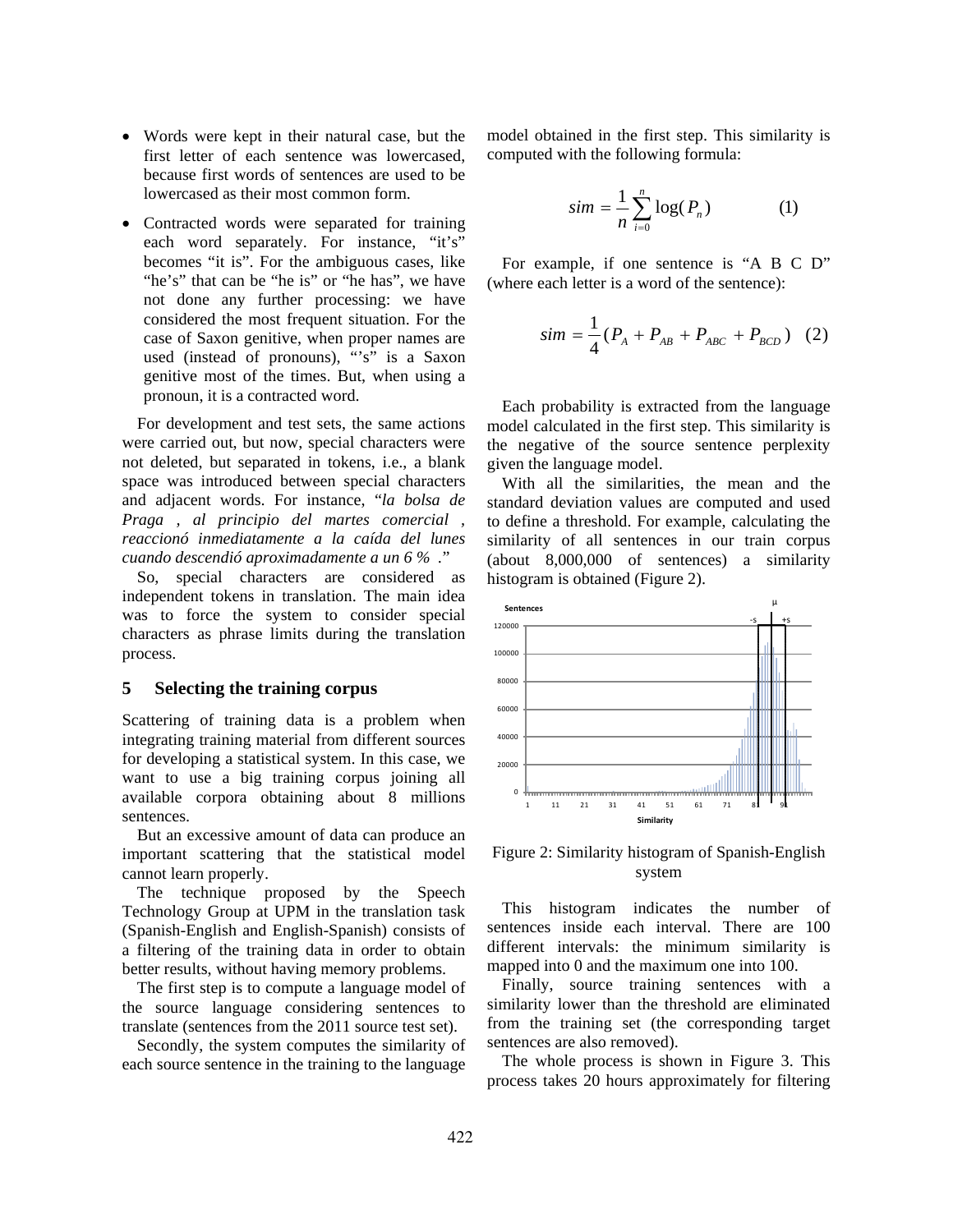- Words were kept in their natural case, but the first letter of each sentence was lowercased, because first words of sentences are used to be lowercased as their most common form.
- Contracted words were separated for training each word separately. For instance, "it's" becomes "it is". For the ambiguous cases, like "he's" that can be "he is" or "he has", we have not done any further processing: we have considered the most frequent situation. For the case of Saxon genitive, when proper names are used (instead of pronouns), "'s" is a Saxon genitive most of the times. But, when using a pronoun, it is a contracted word.

For development and test sets, the same actions were carried out, but now, special characters were not deleted, but separated in tokens, i.e., a blank space was introduced between special characters and adjacent words. For instance, "*la bolsa de Praga , al principio del martes comercial , reaccionó inmediatamente a la caída del lunes cuando descendió aproximadamente a un 6 %* ."

So, special characters are considered as independent tokens in translation. The main idea was to force the system to consider special characters as phrase limits during the translation process.

## 5 Selecting the training corpus

Scattering of training data is a problem when integrating training material from different sources for developing a statistical system. In this case, we want to use a big training corpus joining all available corpora obtaining about 8 millions sentences.

But an excessive amount of data can produce an important scattering that the statistical model cannot learn properly.

The technique proposed by the Speech Technology Group at UPM in the translation task (Spanish-English and English-Spanish) consists of a filtering of the training data in order to obtain better results, without having memory problems.

The first step is to compute a language model of the source language considering sentences to translate (sentences from the 2011 source test set).

Secondly, the system computes the similarity of each source sentence in the training to the language model obtained in the first step. This similarity is computed with the following formula:

$$sim = \frac{1}{n}\sum_{i=0}^{n}\log(P_n) \qquad (1)$$

For example, if one sentence is "A B C D" (where each letter is a word of the sentence):

$$sim = \frac{1}{4}(P_A + P_{AB} + P_{ABC} + P_{BCD}) \quad (2)$$

Each probability is extracted from the language model calculated in the first step. This similarity is the negative of the source sentence perplexity given the language model.

With all the similarities, the mean and the standard deviation values are computed and used to define a threshold. For example, calculating the similarity of all sentences in our train corpus (about 8,000,000 of sentences) a similarity histogram is obtained (Figure 2).

Figure 2: Similarity histogram of Spanish-English system

This histogram indicates the number of sentences inside each interval. There are 100 different intervals: the minimum similarity is mapped into 0 and the maximum one into 100.

Finally, source training sentences with a similarity lower than the threshold are eliminated from the training set (the corresponding target sentences are also removed).

The whole process is shown in Figure 3. This process takes 20 hours approximately for filtering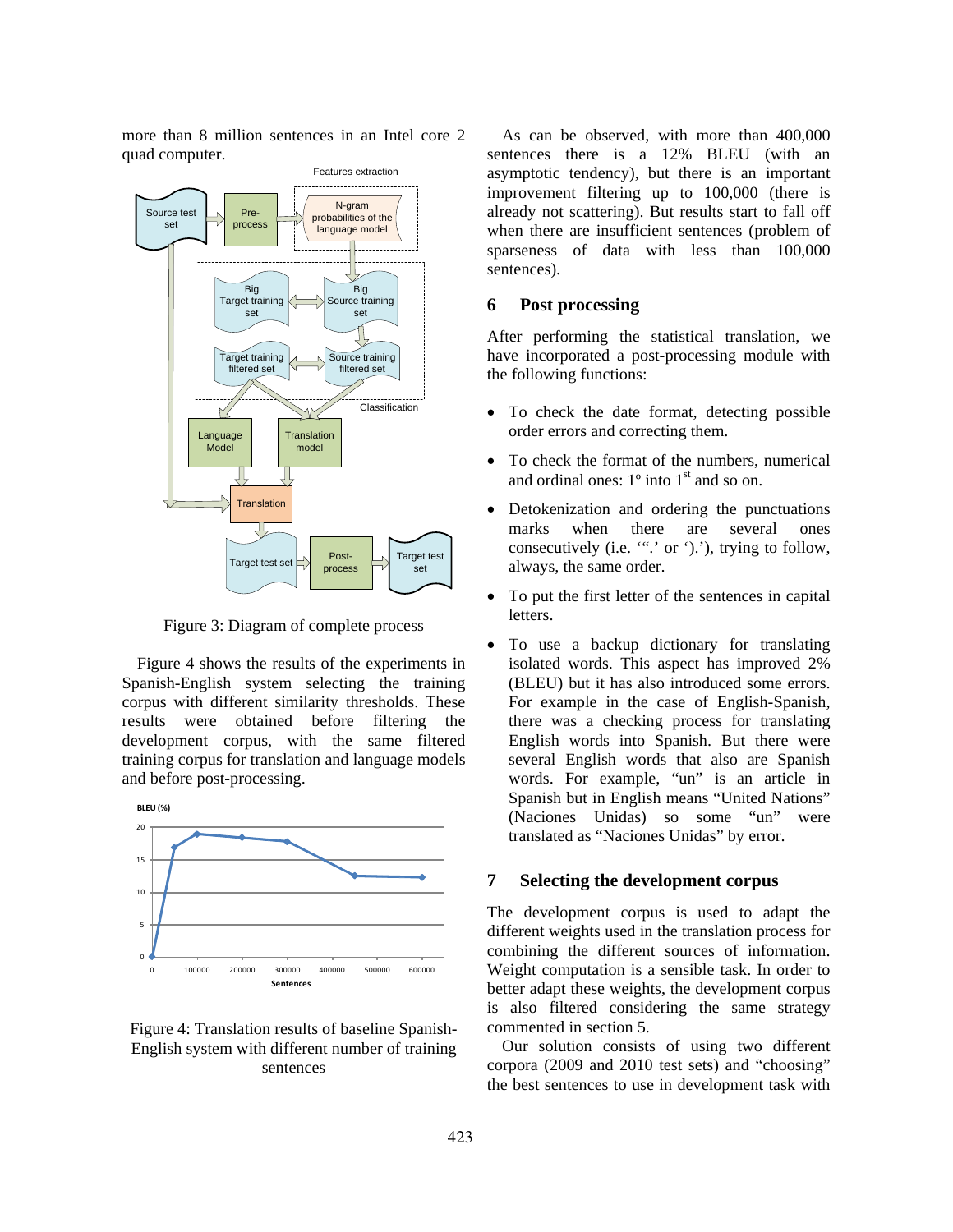more than 8 million sentences in an Intel core 2 quad computer.

Figure 3: Diagram of complete process

Figure 4 shows the results of the experiments in Spanish-English system selecting the training corpus with different similarity thresholds. These results were obtained before filtering the development corpus, with the same filtered training corpus for translation and language models and before post-processing.

Figure 4: Translation results of baseline Spanish-English system with different number of training sentences

As can be observed, with more than 400,000 sentences there is a 12% BLEU (with an asymptotic tendency), but there is an important improvement filtering up to 100,000 (there is already not scattering). But results start to fall off when there are insufficient sentences (problem of sparseness of data with less than 100,000 sentences).

## 6 Post processing

After performing the statistical translation, we have incorporated a post-processing module with the following functions:

- To check the date format, detecting possible order errors and correcting them.
- To check the format of the numbers, numerical and ordinal ones: 1º into 1$^{st}$ and so on.
- Detokenization and ordering the punctuations marks when there are several ones consecutively (i.e. '".' or ').'), trying to follow, always, the same order.
- To put the first letter of the sentences in capital letters.
- To use a backup dictionary for translating isolated words. This aspect has improved 2% (BLEU) but it has also introduced some errors. For example in the case of English-Spanish, there was a checking process for translating English words into Spanish. But there were several English words that also are Spanish words. For example, "un" is an article in Spanish but in English means "United Nations" (Naciones Unidas) so some "un" were translated as "Naciones Unidas" by error.

## 7 Selecting the development corpus

The development corpus is used to adapt the different weights used in the translation process for combining the different sources of information. Weight computation is a sensible task. In order to better adapt these weights, the development corpus is also filtered considering the same strategy commented in section 5.

Our solution consists of using two different corpora (2009 and 2010 test sets) and "choosing" the best sentences to use in development task with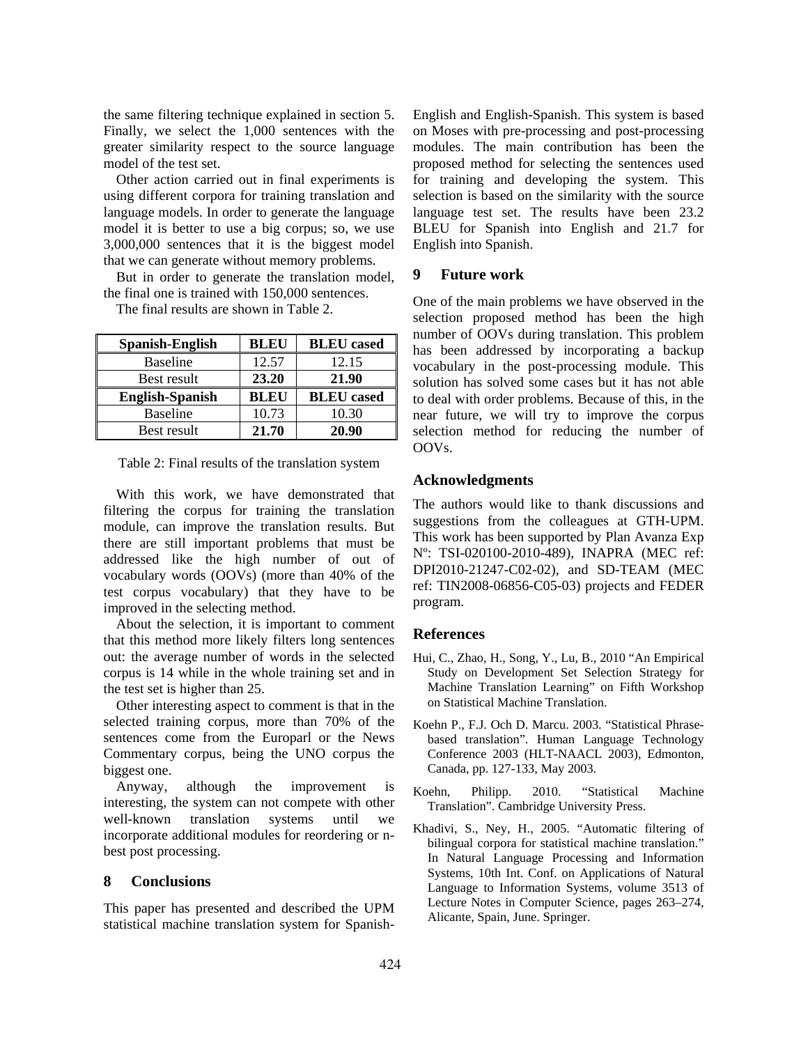the same filtering technique explained in section 5. Finally, we select the 1,000 sentences with the greater similarity respect to the source language model of the test set.

Other action carried out in final experiments is using different corpora for training translation and language models. In order to generate the language model it is better to use a big corpus; so, we use 3,000,000 sentences that it is the biggest model that we can generate without memory problems.

But in order to generate the translation model, the final one is trained with 150,000 sentences.

The final results are shown in Table 2.

| Spanish-English | BLEU | BLEU cased |
|---|---|---|
| Baseline | 12.57 | 12.15 |
| Best result | **23.20** | **21.90** |
| **English-Spanish** | **BLEU** | **BLEU cased** |
| Baseline | 10.73 | 10.30 |
| Best result | **21.70** | **20.90** |

Table 2: Final results of the translation system

With this work, we have demonstrated that filtering the corpus for training the translation module, can improve the translation results. But there are still important problems that must be addressed like the high number of out of vocabulary words (OOVs) (more than 40% of the test corpus vocabulary) that they have to be improved in the selecting method.

About the selection, it is important to comment that this method more likely filters long sentences out: the average number of words in the selected corpus is 14 while in the whole training set and in the test set is higher than 25.

Other interesting aspect to comment is that in the selected training corpus, more than 70% of the sentences come from the Europarl or the News Commentary corpus, being the UNO corpus the biggest one.

Anyway, although the improvement is interesting, the system can not compete with other well-known translation systems until we incorporate additional modules for reordering or n-best post processing.

## 8 Conclusions

This paper has presented and described the UPM statistical machine translation system for Spanish-English and English-Spanish. This system is based on Moses with pre-processing and post-processing modules. The main contribution has been the proposed method for selecting the sentences used for training and developing the system. This selection is based on the similarity with the source language test set. The results have been 23.2 BLEU for Spanish into English and 21.7 for English into Spanish.

## 9 Future work

One of the main problems we have observed in the selection proposed method has been the high number of OOVs during translation. This problem has been addressed by incorporating a backup vocabulary in the post-processing module. This solution has solved some cases but it has not able to deal with order problems. Because of this, in the near future, we will try to improve the corpus selection method for reducing the number of OOVs.

## Acknowledgments

The authors would like to thank discussions and suggestions from the colleagues at GTH-UPM. This work has been supported by Plan Avanza Exp Nº: TSI-020100-2010-489), INAPRA (MEC ref: DPI2010-21247-C02-02), and SD-TEAM (MEC ref: TIN2008-06856-C05-03) projects and FEDER program.

## References

Hui, C., Zhao, H., Song, Y., Lu, B., 2010 "An Empirical Study on Development Set Selection Strategy for Machine Translation Learning" on Fifth Workshop on Statistical Machine Translation.

Koehn P., F.J. Och D. Marcu. 2003. "Statistical Phrase-based translation". Human Language Technology Conference 2003 (HLT-NAACL 2003), Edmonton, Canada, pp. 127-133, May 2003.

Koehn, Philipp. 2010. "Statistical Machine Translation". Cambridge University Press.

Khadivi, S., Ney, H., 2005. "Automatic filtering of bilingual corpora for statistical machine translation." In Natural Language Processing and Information Systems, 10th Int. Conf. on Applications of Natural Language to Information Systems, volume 3513 of Lecture Notes in Computer Science, pages 263–274, Alicante, Spain, June. Springer.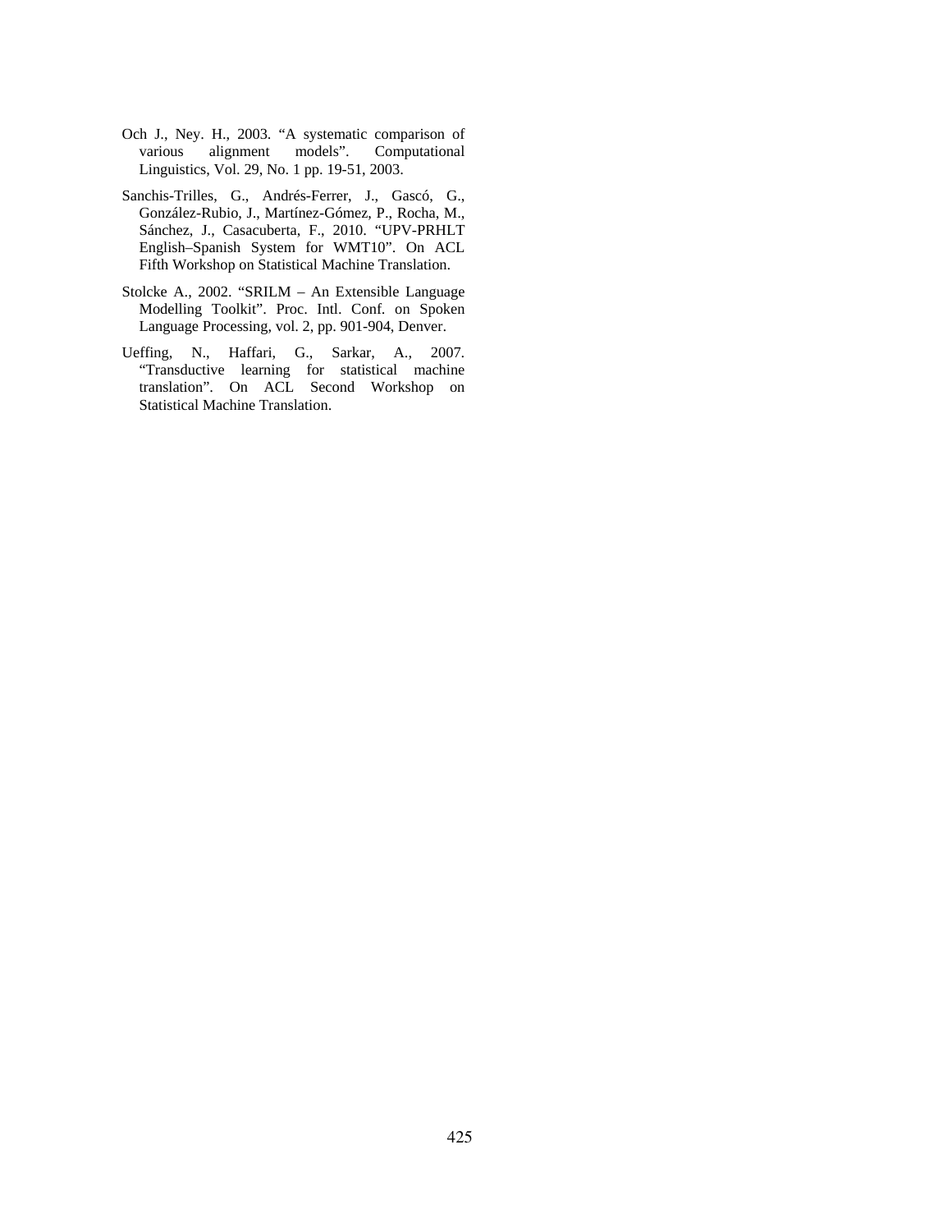Och J., Ney. H., 2003. “A systematic comparison of various alignment models”. Computational Linguistics, Vol. 29, No. 1 pp. 19-51, 2003.

Sanchis-Trilles, G., Andrés-Ferrer, J., Gascó, G., González-Rubio, J., Martínez-Gómez, P., Rocha, M., Sánchez, J., Casacuberta, F., 2010. “UPV-PRHLT English–Spanish System for WMT10”. On ACL Fifth Workshop on Statistical Machine Translation.

Stolcke A., 2002. “SRILM – An Extensible Language Modelling Toolkit”. Proc. Intl. Conf. on Spoken Language Processing, vol. 2, pp. 901-904, Denver.

Ueffing, N., Haffari, G., Sarkar, A., 2007. “Transductive learning for statistical machine translation”. On ACL Second Workshop on Statistical Machine Translation.